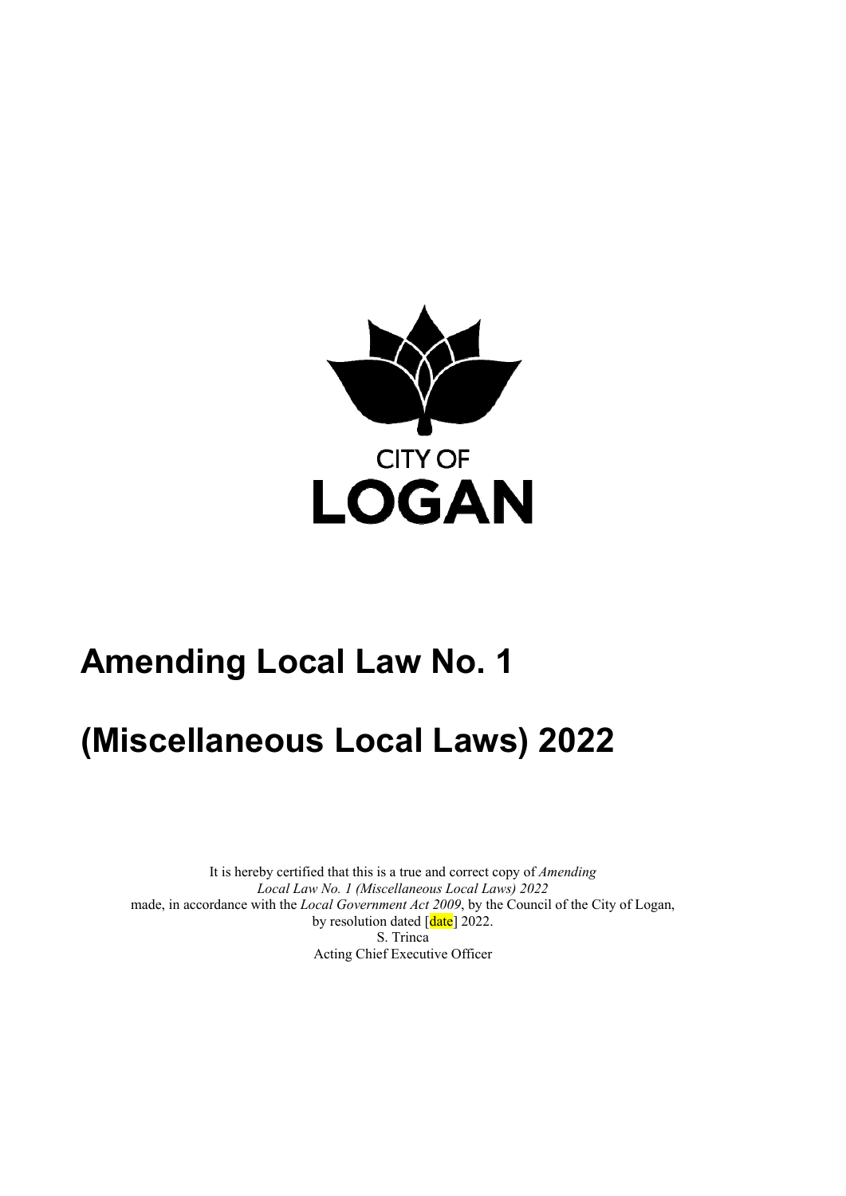CITY OF

LOGAN

# Amending Local Law No. 1

# (Miscellaneous Local Laws) 2022

It is hereby certified that this is a true and correct copy of *Amending Local Law No. 1 (Miscellaneous Local Laws) 2022* made, in accordance with the *Local Government Act 2009*, by the Council of the City of Logan, by resolution dated [date] 2022.

S. Trinca

Acting Chief Executive Officer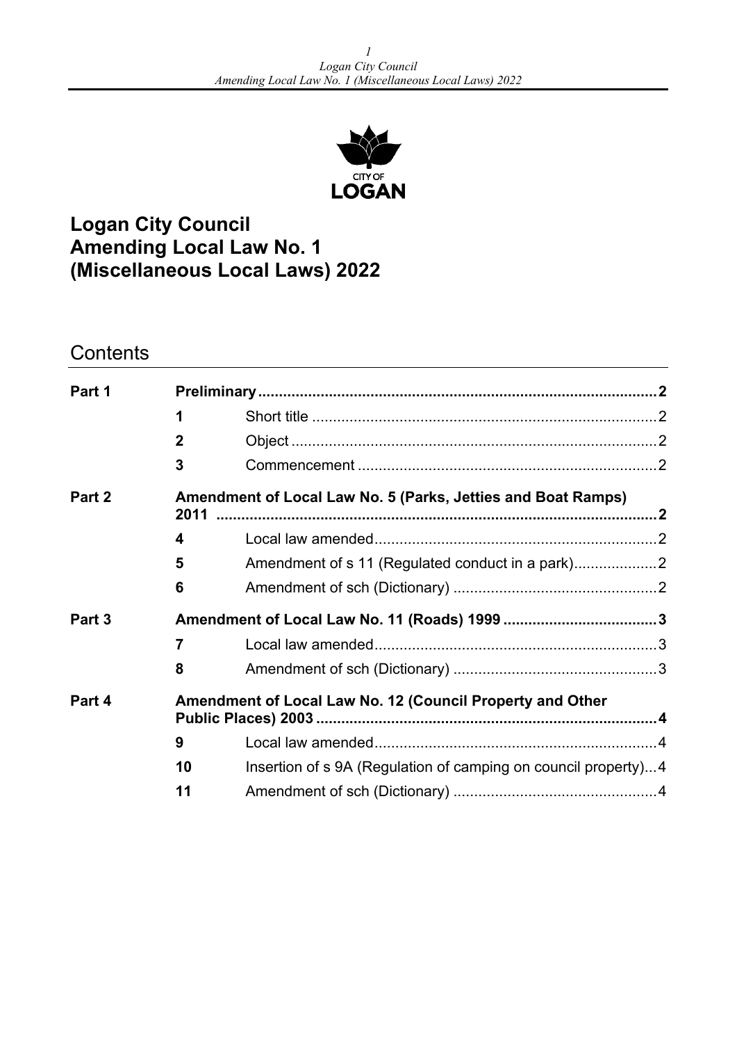# Logan City Council
# Amending Local Law No. 1 (Miscellaneous Local Laws) 2022

## Contents

| | | | |
|---|---|---|---|
| **Part 1** | **Preliminary** | | **2** |
| | **1** | Short title | 2 |
| | **2** | Object | 2 |
| | **3** | Commencement | 2 |
| **Part 2** | **Amendment of Local Law No. 5 (Parks, Jetties and Boat Ramps) 2011** | | **2** |
| | **4** | Local law amended | 2 |
| | **5** | Amendment of s 11 (Regulated conduct in a park) | 2 |
| | **6** | Amendment of sch (Dictionary) | 2 |
| **Part 3** | **Amendment of Local Law No. 11 (Roads) 1999** | | **3** |
| | **7** | Local law amended | 3 |
| | **8** | Amendment of sch (Dictionary) | 3 |
| **Part 4** | **Amendment of Local Law No. 12 (Council Property and Other Public Places) 2003** | | **4** |
| | **9** | Local law amended | 4 |
| | **10** | Insertion of s 9A (Regulation of camping on council property) | 4 |
| | **11** | Amendment of sch (Dictionary) | 4 |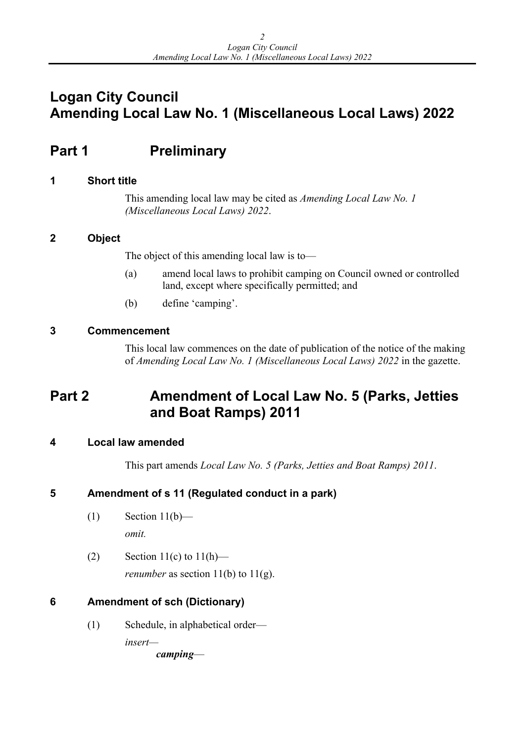# Logan City Council
# Amending Local Law No. 1 (Miscellaneous Local Laws) 2022

## Part 1 Preliminary

### 1 Short title

This amending local law may be cited as *Amending Local Law No. 1 (Miscellaneous Local Laws) 2022*.

### 2 Object

The object of this amending local law is to—

(a) amend local laws to prohibit camping on Council owned or controlled land, except where specifically permitted; and

(b) define 'camping'.

### 3 Commencement

This local law commences on the date of publication of the notice of the making of *Amending Local Law No. 1 (Miscellaneous Local Laws) 2022* in the gazette.

## Part 2 Amendment of Local Law No. 5 (Parks, Jetties and Boat Ramps) 2011

### 4 Local law amended

This part amends *Local Law No. 5 (Parks, Jetties and Boat Ramps) 2011*.

### 5 Amendment of s 11 (Regulated conduct in a park)

(1) Section 11(b)—

*omit.*

(2) Section 11(c) to 11(h)—

*renumber* as section 11(b) to 11(g).

### 6 Amendment of sch (Dictionary)

(1) Schedule, in alphabetical order—

*insert*—

***camping***—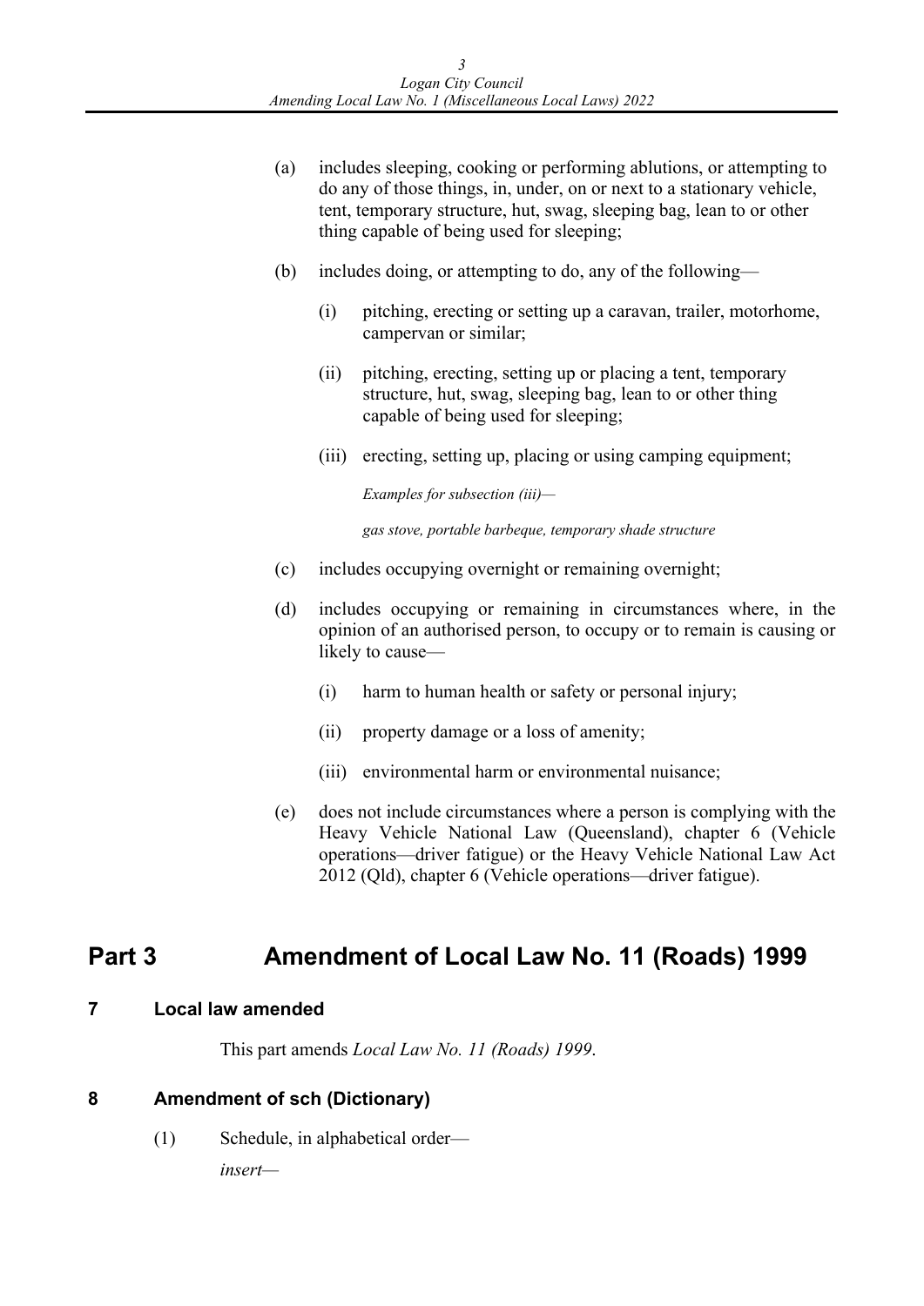(a) includes sleeping, cooking or performing ablutions, or attempting to do any of those things, in, under, on or next to a stationary vehicle, tent, temporary structure, hut, swag, sleeping bag, lean to or other thing capable of being used for sleeping;

(b) includes doing, or attempting to do, any of the following—

   (i) pitching, erecting or setting up a caravan, trailer, motorhome, campervan or similar;

   (ii) pitching, erecting, setting up or placing a tent, temporary structure, hut, swag, sleeping bag, lean to or other thing capable of being used for sleeping;

   (iii) erecting, setting up, placing or using camping equipment;

   *Examples for subsection (iii)—*

   *gas stove, portable barbeque, temporary shade structure*

(c) includes occupying overnight or remaining overnight;

(d) includes occupying or remaining in circumstances where, in the opinion of an authorised person, to occupy or to remain is causing or likely to cause—

   (i) harm to human health or safety or personal injury;

   (ii) property damage or a loss of amenity;

   (iii) environmental harm or environmental nuisance;

(e) does not include circumstances where a person is complying with the Heavy Vehicle National Law (Queensland), chapter 6 (Vehicle operations—driver fatigue) or the Heavy Vehicle National Law Act 2012 (Qld), chapter 6 (Vehicle operations—driver fatigue).

# Part 3 Amendment of Local Law No. 11 (Roads) 1999

## 7 Local law amended

This part amends *Local Law No. 11 (Roads) 1999*.

## 8 Amendment of sch (Dictionary)

(1) Schedule, in alphabetical order—

*insert—*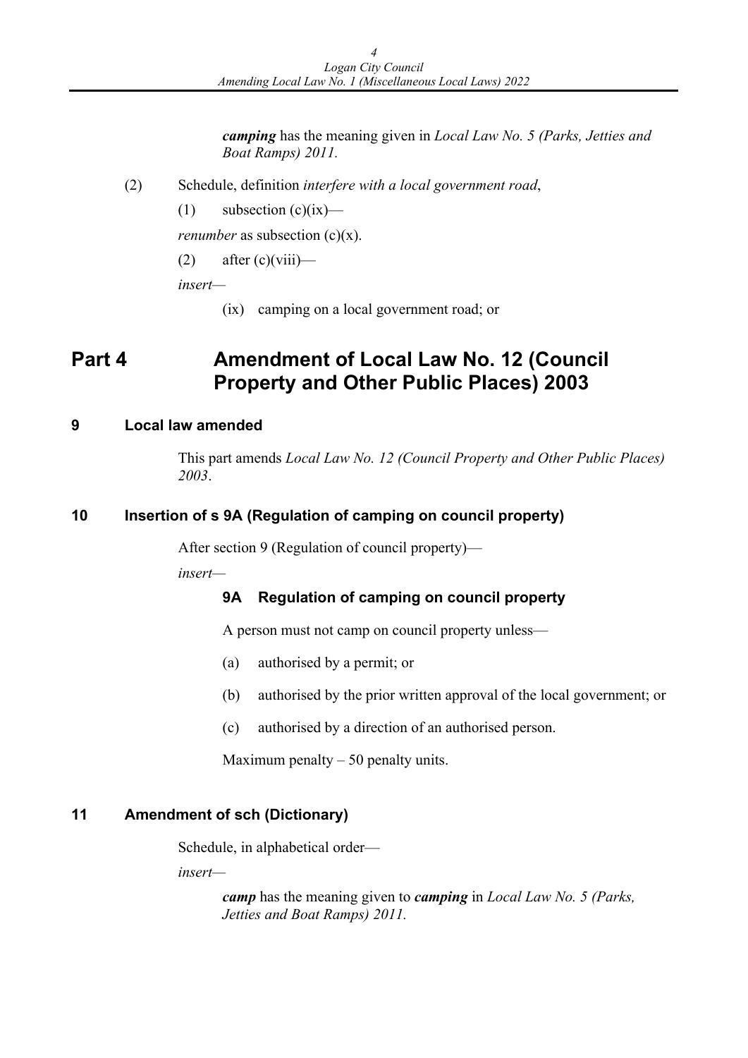***camping*** has the meaning given in *Local Law No. 5 (Parks, Jetties and Boat Ramps) 2011.*

(2) Schedule, definition *interfere with a local government road*,

(1) subsection (c)(ix)—

*renumber* as subsection (c)(x).

(2) after (c)(viii)—

*insert*—

(ix) camping on a local government road; or

# Part 4 Amendment of Local Law No. 12 (Council Property and Other Public Places) 2003

## 9 Local law amended

This part amends *Local Law No. 12 (Council Property and Other Public Places) 2003*.

## 10 Insertion of s 9A (Regulation of camping on council property)

After section 9 (Regulation of council property)—

*insert*—

### 9A Regulation of camping on council property

A person must not camp on council property unless—

(a) authorised by a permit; or

(b) authorised by the prior written approval of the local government; or

(c) authorised by a direction of an authorised person.

Maximum penalty – 50 penalty units.

## 11 Amendment of sch (Dictionary)

Schedule, in alphabetical order—

*insert*—

***camp*** has the meaning given to ***camping*** in *Local Law No. 5 (Parks, Jetties and Boat Ramps) 2011.*